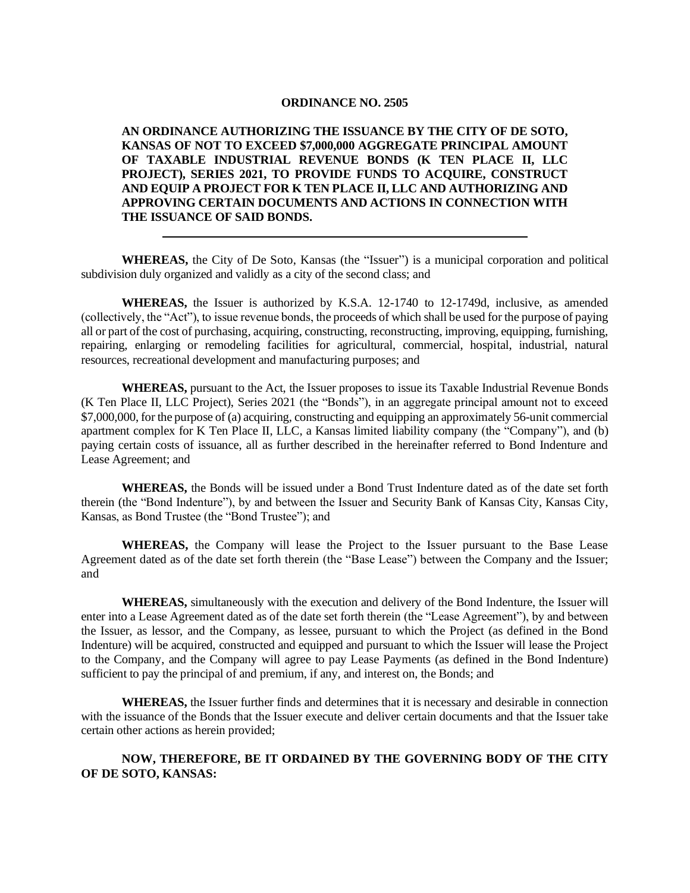# ORDINANCE NO. 2505

**AN ORDINANCE AUTHORIZING THE ISSUANCE BY THE CITY OF DE SOTO, KANSAS OF NOT TO EXCEED $7,000,000 AGGREGATE PRINCIPAL AMOUNT OF TAXABLE INDUSTRIAL REVENUE BONDS (K TEN PLACE II, LLC PROJECT), SERIES 2021, TO PROVIDE FUNDS TO ACQUIRE, CONSTRUCT AND EQUIP A PROJECT FOR K TEN PLACE II, LLC AND AUTHORIZING AND APPROVING CERTAIN DOCUMENTS AND ACTIONS IN CONNECTION WITH THE ISSUANCE OF SAID BONDS.**

---

**WHEREAS,** the City of De Soto, Kansas (the "Issuer") is a municipal corporation and political subdivision duly organized and validly as a city of the second class; and

**WHEREAS,** the Issuer is authorized by K.S.A. 12-1740 to 12-1749d, inclusive, as amended (collectively, the "Act"), to issue revenue bonds, the proceeds of which shall be used for the purpose of paying all or part of the cost of purchasing, acquiring, constructing, reconstructing, improving, equipping, furnishing, repairing, enlarging or remodeling facilities for agricultural, commercial, hospital, industrial, natural resources, recreational development and manufacturing purposes; and

**WHEREAS,** pursuant to the Act, the Issuer proposes to issue its Taxable Industrial Revenue Bonds (K Ten Place II, LLC Project), Series 2021 (the "Bonds"), in an aggregate principal amount not to exceed $7,000,000, for the purpose of (a) acquiring, constructing and equipping an approximately 56-unit commercial apartment complex for K Ten Place II, LLC, a Kansas limited liability company (the "Company"), and (b) paying certain costs of issuance, all as further described in the hereinafter referred to Bond Indenture and Lease Agreement; and

**WHEREAS,** the Bonds will be issued under a Bond Trust Indenture dated as of the date set forth therein (the "Bond Indenture"), by and between the Issuer and Security Bank of Kansas City, Kansas City, Kansas, as Bond Trustee (the "Bond Trustee"); and

**WHEREAS,** the Company will lease the Project to the Issuer pursuant to the Base Lease Agreement dated as of the date set forth therein (the "Base Lease") between the Company and the Issuer; and

**WHEREAS,** simultaneously with the execution and delivery of the Bond Indenture, the Issuer will enter into a Lease Agreement dated as of the date set forth therein (the "Lease Agreement"), by and between the Issuer, as lessor, and the Company, as lessee, pursuant to which the Project (as defined in the Bond Indenture) will be acquired, constructed and equipped and pursuant to which the Issuer will lease the Project to the Company, and the Company will agree to pay Lease Payments (as defined in the Bond Indenture) sufficient to pay the principal of and premium, if any, and interest on, the Bonds; and

**WHEREAS,** the Issuer further finds and determines that it is necessary and desirable in connection with the issuance of the Bonds that the Issuer execute and deliver certain documents and that the Issuer take certain other actions as herein provided;

**NOW, THEREFORE, BE IT ORDAINED BY THE GOVERNING BODY OF THE CITY OF DE SOTO, KANSAS:**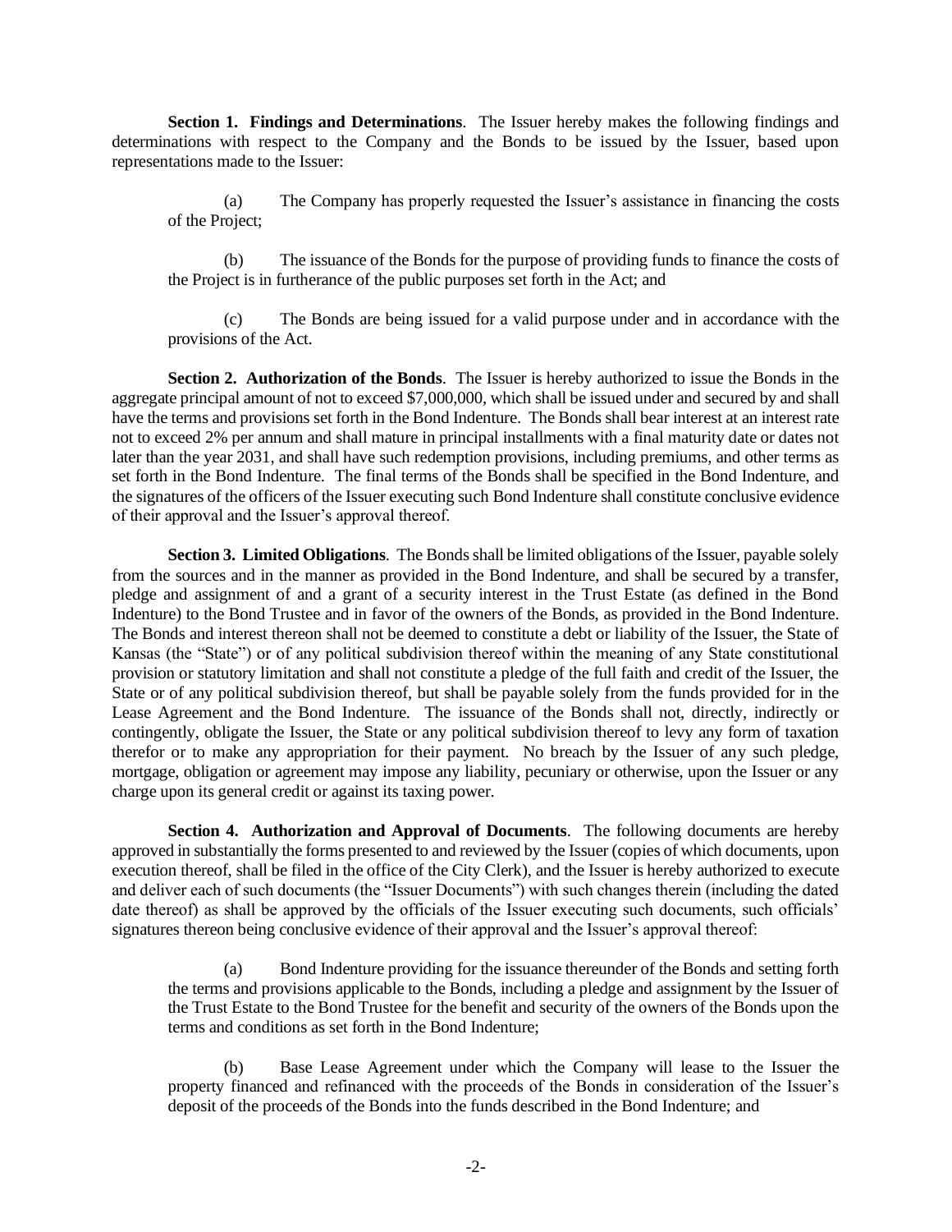**Section 1. Findings and Determinations**. The Issuer hereby makes the following findings and determinations with respect to the Company and the Bonds to be issued by the Issuer, based upon representations made to the Issuer:

(a) The Company has properly requested the Issuer's assistance in financing the costs of the Project;

(b) The issuance of the Bonds for the purpose of providing funds to finance the costs of the Project is in furtherance of the public purposes set forth in the Act; and

(c) The Bonds are being issued for a valid purpose under and in accordance with the provisions of the Act.

**Section 2. Authorization of the Bonds**. The Issuer is hereby authorized to issue the Bonds in the aggregate principal amount of not to exceed $7,000,000, which shall be issued under and secured by and shall have the terms and provisions set forth in the Bond Indenture. The Bonds shall bear interest at an interest rate not to exceed 2% per annum and shall mature in principal installments with a final maturity date or dates not later than the year 2031, and shall have such redemption provisions, including premiums, and other terms as set forth in the Bond Indenture. The final terms of the Bonds shall be specified in the Bond Indenture, and the signatures of the officers of the Issuer executing such Bond Indenture shall constitute conclusive evidence of their approval and the Issuer's approval thereof.

**Section 3. Limited Obligations**. The Bonds shall be limited obligations of the Issuer, payable solely from the sources and in the manner as provided in the Bond Indenture, and shall be secured by a transfer, pledge and assignment of and a grant of a security interest in the Trust Estate (as defined in the Bond Indenture) to the Bond Trustee and in favor of the owners of the Bonds, as provided in the Bond Indenture. The Bonds and interest thereon shall not be deemed to constitute a debt or liability of the Issuer, the State of Kansas (the "State") or of any political subdivision thereof within the meaning of any State constitutional provision or statutory limitation and shall not constitute a pledge of the full faith and credit of the Issuer, the State or of any political subdivision thereof, but shall be payable solely from the funds provided for in the Lease Agreement and the Bond Indenture. The issuance of the Bonds shall not, directly, indirectly or contingently, obligate the Issuer, the State or any political subdivision thereof to levy any form of taxation therefor or to make any appropriation for their payment. No breach by the Issuer of any such pledge, mortgage, obligation or agreement may impose any liability, pecuniary or otherwise, upon the Issuer or any charge upon its general credit or against its taxing power.

**Section 4. Authorization and Approval of Documents**. The following documents are hereby approved in substantially the forms presented to and reviewed by the Issuer (copies of which documents, upon execution thereof, shall be filed in the office of the City Clerk), and the Issuer is hereby authorized to execute and deliver each of such documents (the "Issuer Documents") with such changes therein (including the dated date thereof) as shall be approved by the officials of the Issuer executing such documents, such officials' signatures thereon being conclusive evidence of their approval and the Issuer's approval thereof:

(a) Bond Indenture providing for the issuance thereunder of the Bonds and setting forth the terms and provisions applicable to the Bonds, including a pledge and assignment by the Issuer of the Trust Estate to the Bond Trustee for the benefit and security of the owners of the Bonds upon the terms and conditions as set forth in the Bond Indenture;

(b) Base Lease Agreement under which the Company will lease to the Issuer the property financed and refinanced with the proceeds of the Bonds in consideration of the Issuer's deposit of the proceeds of the Bonds into the funds described in the Bond Indenture; and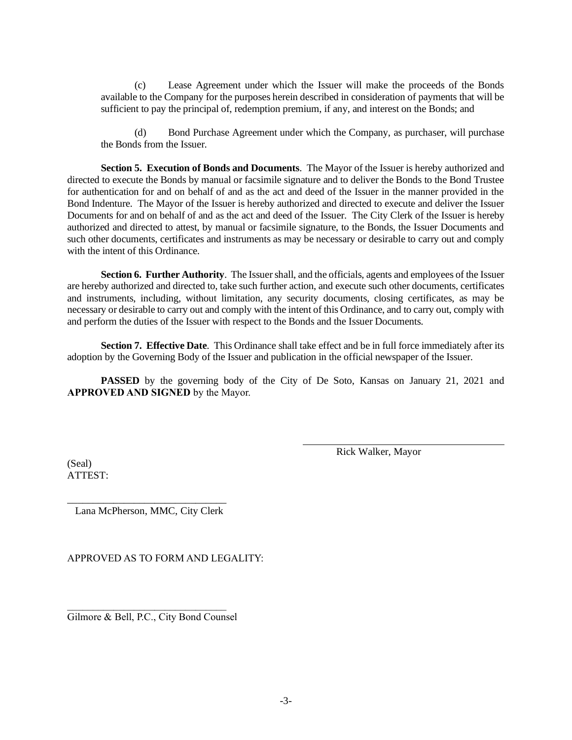(c) Lease Agreement under which the Issuer will make the proceeds of the Bonds available to the Company for the purposes herein described in consideration of payments that will be sufficient to pay the principal of, redemption premium, if any, and interest on the Bonds; and

(d) Bond Purchase Agreement under which the Company, as purchaser, will purchase the Bonds from the Issuer.

**Section 5. Execution of Bonds and Documents**. The Mayor of the Issuer is hereby authorized and directed to execute the Bonds by manual or facsimile signature and to deliver the Bonds to the Bond Trustee for authentication for and on behalf of and as the act and deed of the Issuer in the manner provided in the Bond Indenture. The Mayor of the Issuer is hereby authorized and directed to execute and deliver the Issuer Documents for and on behalf of and as the act and deed of the Issuer. The City Clerk of the Issuer is hereby authorized and directed to attest, by manual or facsimile signature, to the Bonds, the Issuer Documents and such other documents, certificates and instruments as may be necessary or desirable to carry out and comply with the intent of this Ordinance.

**Section 6. Further Authority**. The Issuer shall, and the officials, agents and employees of the Issuer are hereby authorized and directed to, take such further action, and execute such other documents, certificates and instruments, including, without limitation, any security documents, closing certificates, as may be necessary or desirable to carry out and comply with the intent of this Ordinance, and to carry out, comply with and perform the duties of the Issuer with respect to the Bonds and the Issuer Documents.

**Section 7. Effective Date**. This Ordinance shall take effect and be in full force immediately after its adoption by the Governing Body of the Issuer and publication in the official newspaper of the Issuer.

**PASSED** by the governing body of the City of De Soto, Kansas on January 21, 2021 and **APPROVED AND SIGNED** by the Mayor.

\_\_\_\_\_\_\_\_\_\_\_\_\_\_\_\_\_\_\_\_\_\_\_\_\_\_\_\_\_\_\_\_\_\_\_\_\_\_\_\_
Rick Walker, Mayor

(Seal)
ATTEST:

\_\_\_\_\_\_\_\_\_\_\_\_\_\_\_\_\_\_\_\_\_\_\_\_\_\_\_\_\_\_\_\_
Lana McPherson, MMC, City Clerk

APPROVED AS TO FORM AND LEGALITY:

\_\_\_\_\_\_\_\_\_\_\_\_\_\_\_\_\_\_\_\_\_\_\_\_\_\_\_\_\_\_\_\_
Gilmore & Bell, P.C., City Bond Counsel